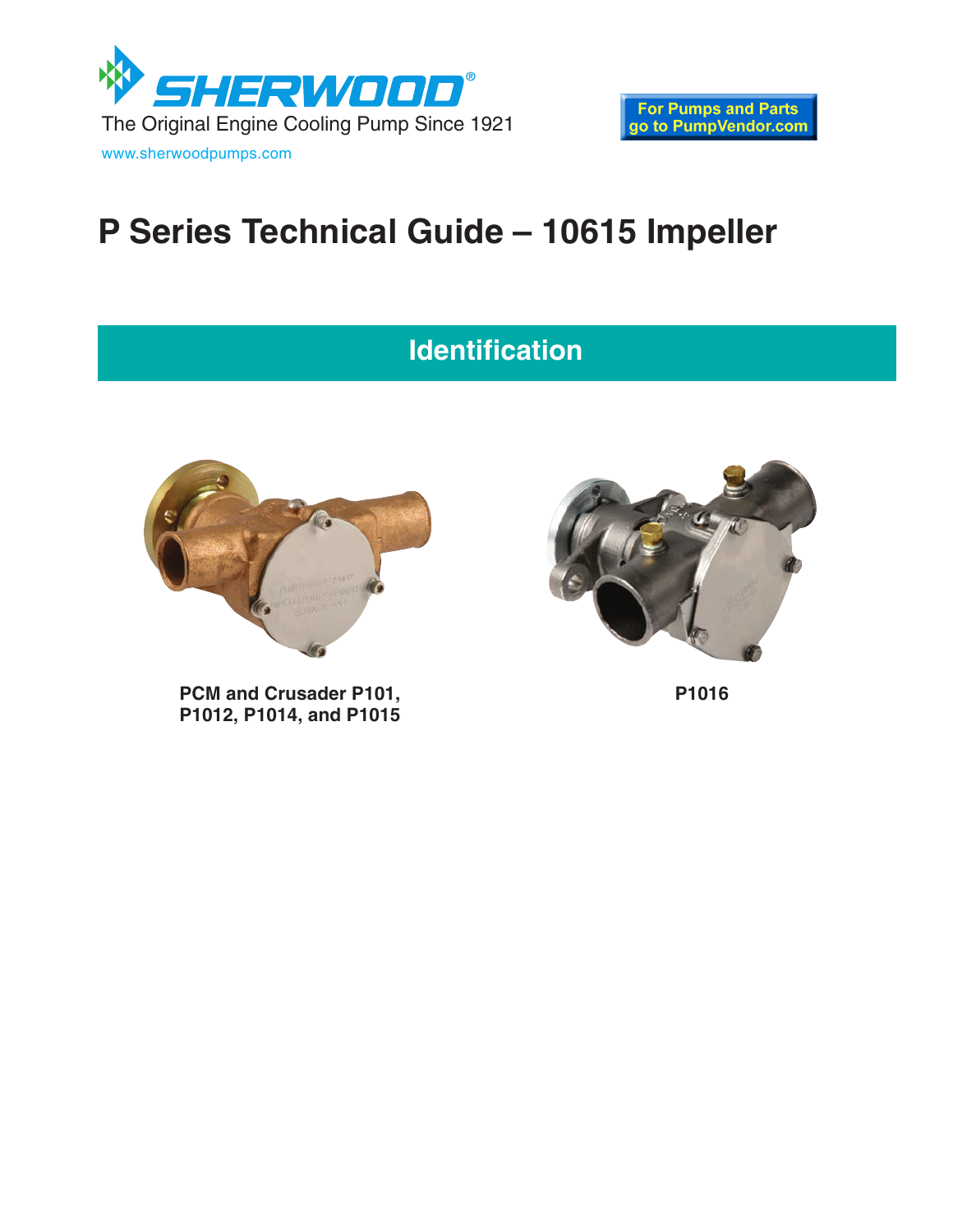SHERWOOD®

The Original Engine Cooling Pump Since 1921

www.sherwoodpumps.com

For Pumps and Parts go to PumpVendor.com

# P Series Technical Guide – 10615 Impeller

## Identification

**PCM and Crusader P101, P1012, P1014, and P1015**

**P1016**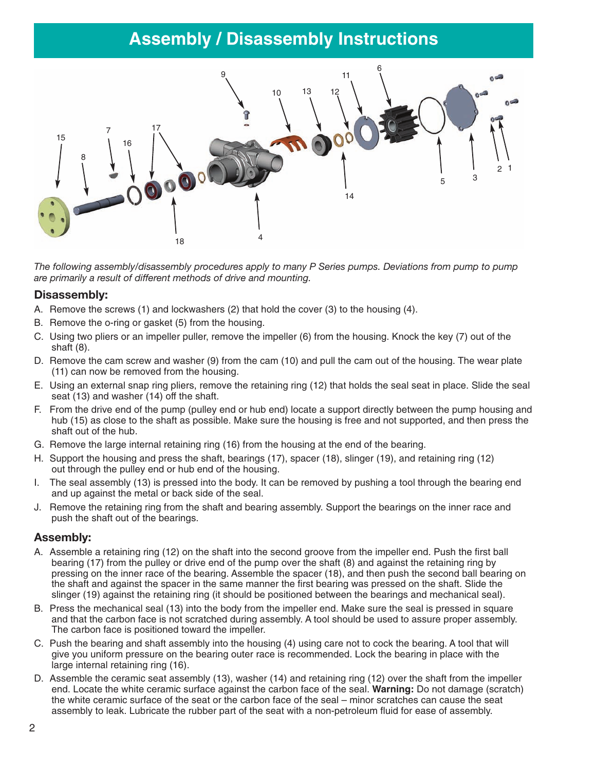# Assembly / Disassembly Instructions

*The following assembly/disassembly procedures apply to many P Series pumps. Deviations from pump to pump are primarily a result of different methods of drive and mounting.*

## Disassembly:

A. Remove the screws (1) and lockwashers (2) that hold the cover (3) to the housing (4).

B. Remove the o-ring or gasket (5) from the housing.

C. Using two pliers or an impeller puller, remove the impeller (6) from the housing. Knock the key (7) out of the shaft (8).

D. Remove the cam screw and washer (9) from the cam (10) and pull the cam out of the housing. The wear plate (11) can now be removed from the housing.

E. Using an external snap ring pliers, remove the retaining ring (12) that holds the seal seat in place. Slide the seal seat (13) and washer (14) off the shaft.

F. From the drive end of the pump (pulley end or hub end) locate a support directly between the pump housing and hub (15) as close to the shaft as possible. Make sure the housing is free and not supported, and then press the shaft out of the hub.

G. Remove the large internal retaining ring (16) from the housing at the end of the bearing.

H. Support the housing and press the shaft, bearings (17), spacer (18), slinger (19), and retaining ring (12) out through the pulley end or hub end of the housing.

I. The seal assembly (13) is pressed into the body. It can be removed by pushing a tool through the bearing end and up against the metal or back side of the seal.

J. Remove the retaining ring from the shaft and bearing assembly. Support the bearings on the inner race and push the shaft out of the bearings.

## Assembly:

A. Assemble a retaining ring (12) on the shaft into the second groove from the impeller end. Push the first ball bearing (17) from the pulley or drive end of the pump over the shaft (8) and against the retaining ring by pressing on the inner race of the bearing. Assemble the spacer (18), and then push the second ball bearing on the shaft and against the spacer in the same manner the first bearing was pressed on the shaft. Slide the slinger (19) against the retaining ring (it should be positioned between the bearings and mechanical seal).

B. Press the mechanical seal (13) into the body from the impeller end. Make sure the seal is pressed in square and that the carbon face is not scratched during assembly. A tool should be used to assure proper assembly. The carbon face is positioned toward the impeller.

C. Push the bearing and shaft assembly into the housing (4) using care not to cock the bearing. A tool that will give you uniform pressure on the bearing outer race is recommended. Lock the bearing in place with the large internal retaining ring (16).

D. Assemble the ceramic seat assembly (13), washer (14) and retaining ring (12) over the shaft from the impeller end. Locate the white ceramic surface against the carbon face of the seal. **Warning:** Do not damage (scratch) the white ceramic surface of the seat or the carbon face of the seal – minor scratches can cause the seat assembly to leak. Lubricate the rubber part of the seat with a non-petroleum fluid for ease of assembly.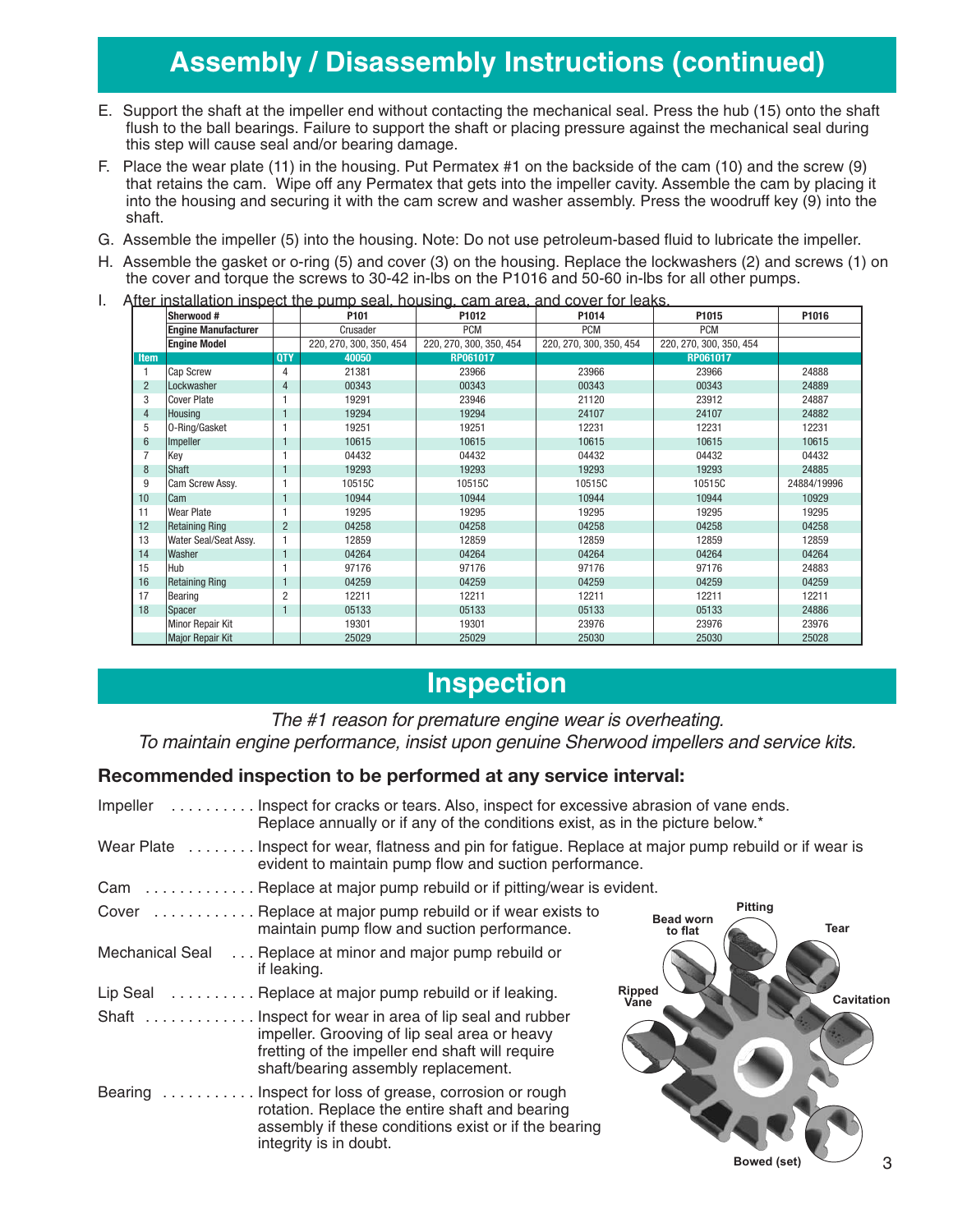# Assembly / Disassembly Instructions (continued)

E. Support the shaft at the impeller end without contacting the mechanical seal. Press the hub (15) onto the shaft flush to the ball bearings. Failure to support the shaft or placing pressure against the mechanical seal during this step will cause seal and/or bearing damage.

F. Place the wear plate (11) in the housing. Put Permatex #1 on the backside of the cam (10) and the screw (9) that retains the cam. Wipe off any Permatex that gets into the impeller cavity. Assemble the cam by placing it into the housing and securing it with the cam screw and washer assembly. Press the woodruff key (9) into the shaft.

G. Assemble the impeller (5) into the housing. Note: Do not use petroleum-based fluid to lubricate the impeller.

H. Assemble the gasket or o-ring (5) and cover (3) on the housing. Replace the lockwashers (2) and screws (1) on the cover and torque the screws to 30-42 in-lbs on the P1016 and 50-60 in-lbs for all other pumps.

I. After installation inspect the pump seal, housing, cam area, and cover for leaks.

| | Sherwood # | | P101 | P1012 | P1014 | P1015 | P1016 |
|---|---|---|---|---|---|---|---|
| | Engine Manufacturer | | Crusader | PCM | PCM | PCM | |
| | Engine Model | | 220, 270, 300, 350, 454 | 220, 270, 300, 350, 454 | 220, 270, 300, 350, 454 | 220, 270, 300, 350, 454 | |
| Item | | QTY | 40050 | RP061017 | | RP061017 | |
| 1 | Cap Screw | 4 | 21381 | 23966 | 23966 | 23966 | 24888 |
| 2 | Lockwasher | 4 | 00343 | 00343 | 00343 | 00343 | 24889 |
| 3 | Cover Plate | 1 | 19291 | 23946 | 21120 | 23912 | 24887 |
| 4 | Housing | 1 | 19294 | 19294 | 24107 | 24107 | 24882 |
| 5 | O-Ring/Gasket | 1 | 19251 | 19251 | 12231 | 12231 | 12231 |
| 6 | Impeller | 1 | 10615 | 10615 | 10615 | 10615 | 10615 |
| 7 | Key | 1 | 04432 | 04432 | 04432 | 04432 | 04432 |
| 8 | Shaft | 1 | 19293 | 19293 | 19293 | 19293 | 24885 |
| 9 | Cam Screw Assy. | 1 | 10515C | 10515C | 10515C | 10515C | 24884/19996 |
| 10 | Cam | 1 | 10944 | 10944 | 10944 | 10944 | 10929 |
| 11 | Wear Plate | 1 | 19295 | 19295 | 19295 | 19295 | 19295 |
| 12 | Retaining Ring | 2 | 04258 | 04258 | 04258 | 04258 | 04258 |
| 13 | Water Seal/Seat Assy. | 1 | 12859 | 12859 | 12859 | 12859 | 12859 |
| 14 | Washer | 1 | 04264 | 04264 | 04264 | 04264 | 04264 |
| 15 | Hub | 1 | 97176 | 97176 | 97176 | 97176 | 24883 |
| 16 | Retaining Ring | 1 | 04259 | 04259 | 04259 | 04259 | 04259 |
| 17 | Bearing | 2 | 12211 | 12211 | 12211 | 12211 | 12211 |
| 18 | Spacer | 1 | 05133 | 05133 | 05133 | 05133 | 24886 |
| | Minor Repair Kit | | 19301 | 19301 | 23976 | 23976 | 23976 |
| | Major Repair Kit | | 25029 | 25029 | 25030 | 25030 | 25028 |

# Inspection

*The #1 reason for premature engine wear is overheating.*
*To maintain engine performance, insist upon genuine Sherwood impellers and service kits.*

### Recommended inspection to be performed at any service interval:

**Impeller** .......... Inspect for cracks or tears. Also, inspect for excessive abrasion of vane ends. Replace annually or if any of the conditions exist, as in the picture below.*

**Wear Plate** ........ Inspect for wear, flatness and pin for fatigue. Replace at major pump rebuild or if wear is evident to maintain pump flow and suction performance.

**Cam** ............. Replace at major pump rebuild or if pitting/wear is evident.

**Cover** ............ Replace at major pump rebuild or if wear exists to maintain pump flow and suction performance.

**Mechanical Seal** ... Replace at minor and major pump rebuild or if leaking.

**Lip Seal** .......... Replace at major pump rebuild or if leaking.

**Shaft** ............. Inspect for wear in area of lip seal and rubber impeller. Grooving of lip seal area or heavy fretting of the impeller end shaft will require shaft/bearing assembly replacement.

**Bearing** ........... Inspect for loss of grease, corrosion or rough rotation. Replace the entire shaft and bearing assembly if these conditions exist or if the bearing integrity is in doubt.

Bead worn to flat · Pitting · Tear · Ripped Vane · Cavitation · Bowed (set)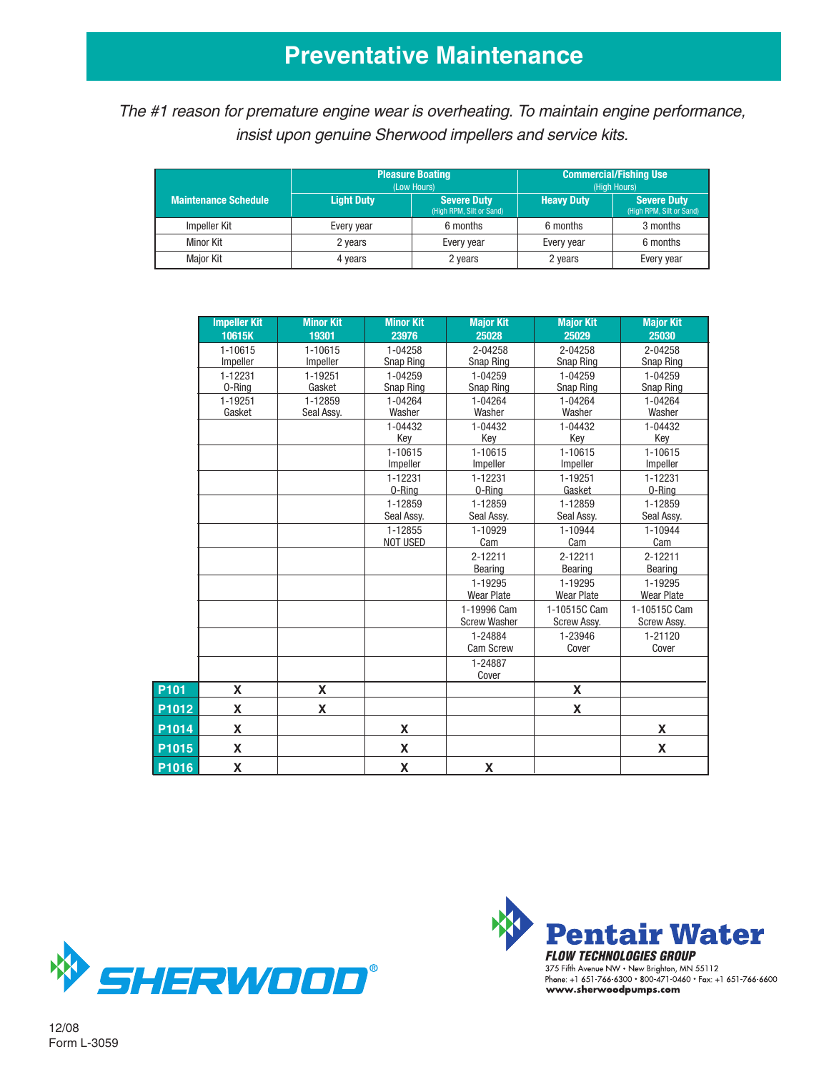# Preventative Maintenance

*The #1 reason for premature engine wear is overheating. To maintain engine performance, insist upon genuine Sherwood impellers and service kits.*

| Maintenance Schedule | Pleasure Boating (Low Hours) | | Commercial/Fishing Use (High Hours) | |
|---|---|---|---|---|
| | Light Duty | Severe Duty (High RPM, Silt or Sand) | Heavy Duty | Severe Duty (High RPM, Silt or Sand) |
| Impeller Kit | Every year | 6 months | 6 months | 3 months |
| Minor Kit | 2 years | Every year | Every year | 6 months |
| Major Kit | 4 years | 2 years | 2 years | Every year |

| | Impeller Kit 10615K | Minor Kit 19301 | Minor Kit 23976 | Major Kit 25028 | Major Kit 25029 | Major Kit 25030 |
|---|---|---|---|---|---|---|
| | 1-10615 Impeller | 1-10615 Impeller | 1-04258 Snap Ring | 2-04258 Snap Ring | 2-04258 Snap Ring | 2-04258 Snap Ring |
| | 1-12231 O-Ring | 1-19251 Gasket | 1-04259 Snap Ring | 1-04259 Snap Ring | 1-04259 Snap Ring | 1-04259 Snap Ring |
| | 1-19251 Gasket | 1-12859 Seal Assy. | 1-04264 Washer | 1-04264 Washer | 1-04264 Washer | 1-04264 Washer |
| | | | 1-04432 Key | 1-04432 Key | 1-04432 Key | 1-04432 Key |
| | | | 1-10615 Impeller | 1-10615 Impeller | 1-10615 Impeller | 1-10615 Impeller |
| | | | 1-12231 O-Ring | 1-12231 O-Ring | 1-19251 Gasket | 1-12231 O-Ring |
| | | | 1-12859 Seal Assy. | 1-12859 Seal Assy. | 1-12859 Seal Assy. | 1-12859 Seal Assy. |
| | | | 1-12855 NOT USED | 1-10929 Cam | 1-10944 Cam | 1-10944 Cam |
| | | | | 2-12211 Bearing | 2-12211 Bearing | 2-12211 Bearing |
| | | | | 1-19295 Wear Plate | 1-19295 Wear Plate | 1-19295 Wear Plate |
| | | | | 1-19996 Cam Screw Washer | 1-10515C Cam Screw Assy. | 1-10515C Cam Screw Assy. |
| | | | | 1-24884 Cam Screw | 1-23946 Cover | 1-21120 Cover |
| | | | | 1-24887 Cover | | |
| P101 | X | X | | | X | |
| P1012 | X | X | | | X | |
| P1014 | X | | X | | | X |
| P1015 | X | | X | | | X |
| P1016 | X | | X | X | | |

SHERWOOD®

Pentair Water
FLOW TECHNOLOGIES GROUP
375 Fifth Avenue NW • New Brighton, MN 55112
Phone: +1 651-766-6300 • 800-471-0460 • Fax: +1 651-766-6600
www.sherwoodpumps.com

12/08
Form L-3059